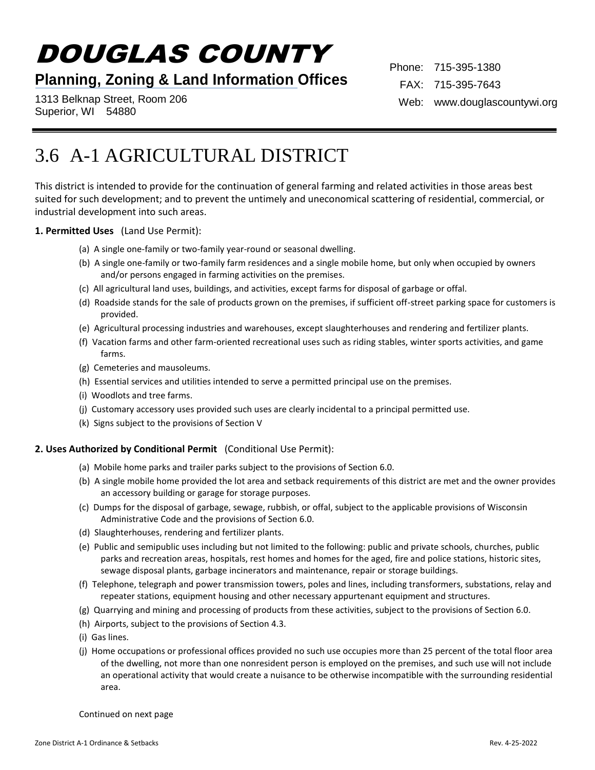# DOUGLAS COUNTY

**Planning, Zoning & Land Information Offices**

1313 Belknap Street, Room 206
Superior, WI 54880

Phone: 715-395-1380
FAX: 715-395-7643
Web: www.douglascountywi.org

# 3.6 A-1 AGRICULTURAL DISTRICT

This district is intended to provide for the continuation of general farming and related activities in those areas best suited for such development; and to prevent the untimely and uneconomical scattering of residential, commercial, or industrial development into such areas.

**1. Permitted Uses** (Land Use Permit):

- (a) A single one-family or two-family year-round or seasonal dwelling.
- (b) A single one-family or two-family farm residences and a single mobile home, but only when occupied by owners and/or persons engaged in farming activities on the premises.
- (c) All agricultural land uses, buildings, and activities, except farms for disposal of garbage or offal.
- (d) Roadside stands for the sale of products grown on the premises, if sufficient off-street parking space for customers is provided.
- (e) Agricultural processing industries and warehouses, except slaughterhouses and rendering and fertilizer plants.
- (f) Vacation farms and other farm-oriented recreational uses such as riding stables, winter sports activities, and game farms.
- (g) Cemeteries and mausoleums.
- (h) Essential services and utilities intended to serve a permitted principal use on the premises.
- (i) Woodlots and tree farms.
- (j) Customary accessory uses provided such uses are clearly incidental to a principal permitted use.
- (k) Signs subject to the provisions of Section V

**2. Uses Authorized by Conditional Permit** (Conditional Use Permit):

- (a) Mobile home parks and trailer parks subject to the provisions of Section 6.0.
- (b) A single mobile home provided the lot area and setback requirements of this district are met and the owner provides an accessory building or garage for storage purposes.
- (c) Dumps for the disposal of garbage, sewage, rubbish, or offal, subject to the applicable provisions of Wisconsin Administrative Code and the provisions of Section 6.0.
- (d) Slaughterhouses, rendering and fertilizer plants.
- (e) Public and semipublic uses including but not limited to the following: public and private schools, churches, public parks and recreation areas, hospitals, rest homes and homes for the aged, fire and police stations, historic sites, sewage disposal plants, garbage incinerators and maintenance, repair or storage buildings.
- (f) Telephone, telegraph and power transmission towers, poles and lines, including transformers, substations, relay and repeater stations, equipment housing and other necessary appurtenant equipment and structures.
- (g) Quarrying and mining and processing of products from these activities, subject to the provisions of Section 6.0.
- (h) Airports, subject to the provisions of Section 4.3.
- (i) Gas lines.
- (j) Home occupations or professional offices provided no such use occupies more than 25 percent of the total floor area of the dwelling, not more than one nonresident person is employed on the premises, and such use will not include an operational activity that would create a nuisance to be otherwise incompatible with the surrounding residential area.

Continued on next page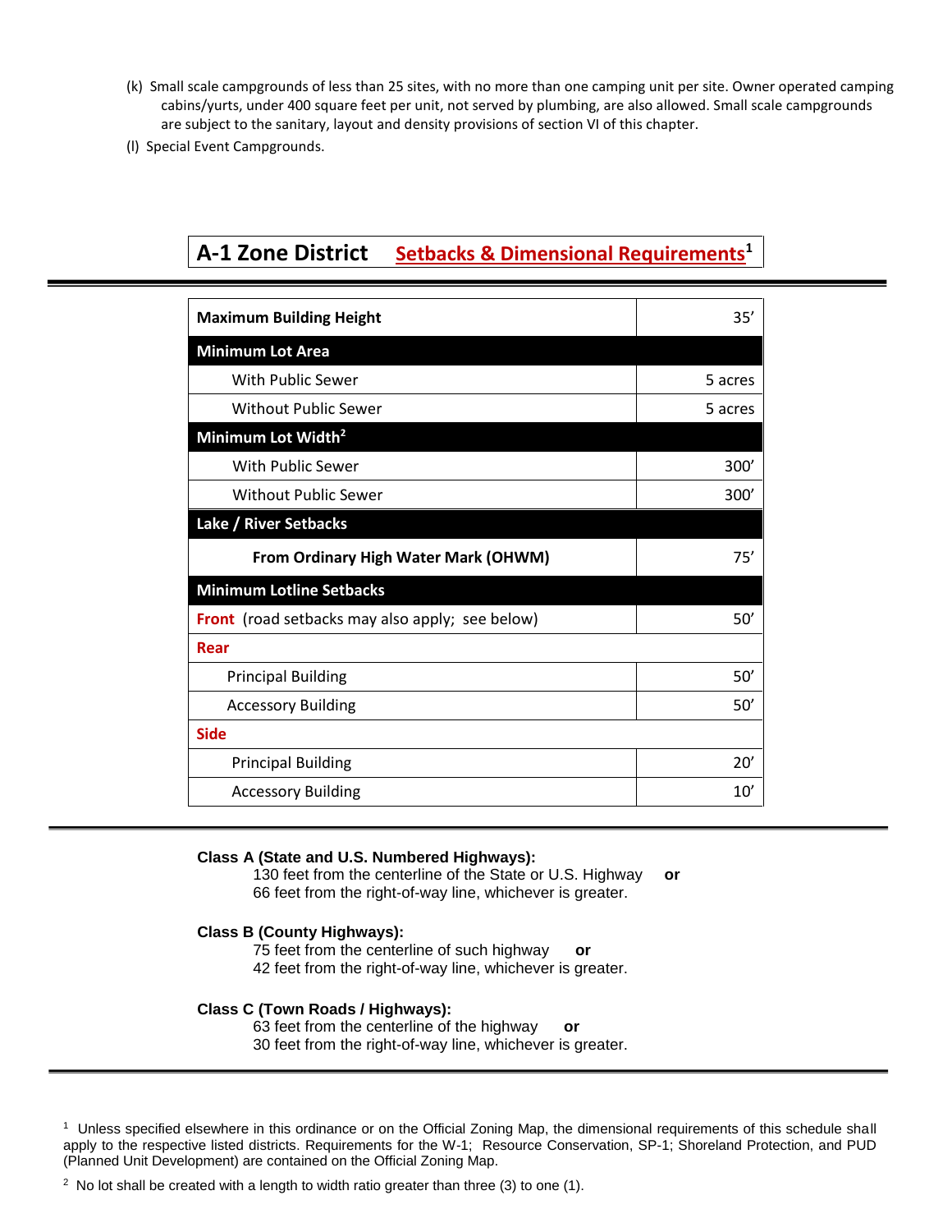(k) Small scale campgrounds of less than 25 sites, with no more than one camping unit per site. Owner operated camping cabins/yurts, under 400 square feet per unit, not served by plumbing, are also allowed. Small scale campgrounds are subject to the sanitary, layout and density provisions of section VI of this chapter.

(l) Special Event Campgrounds.

## A-1 Zone District Setbacks & Dimensional Requirements[1]

| | |
|---|---|
| **Maximum Building Height** | 35′ |
| **Minimum Lot Area** | |
| With Public Sewer | 5 acres |
| Without Public Sewer | 5 acres |
| **Minimum Lot Width[2]** | |
| With Public Sewer | 300′ |
| Without Public Sewer | 300′ |
| **Lake / River Setbacks** | |
| **From Ordinary High Water Mark (OHWM)** | 75′ |
| **Minimum Lotline Setbacks** | |
| **Front** (road setbacks may also apply; see below) | 50′ |
| **Rear** | |
| Principal Building | 50′ |
| Accessory Building | 50′ |
| **Side** | |
| Principal Building | 20′ |
| Accessory Building | 10′ |

**Class A (State and U.S. Numbered Highways):**
130 feet from the centerline of the State or U.S. Highway **or**
66 feet from the right-of-way line, whichever is greater.

**Class B (County Highways):**
75 feet from the centerline of such highway **or**
42 feet from the right-of-way line, whichever is greater.

**Class C (Town Roads / Highways):**
63 feet from the centerline of the highway **or**
30 feet from the right-of-way line, whichever is greater.

[1] Unless specified elsewhere in this ordinance or on the Official Zoning Map, the dimensional requirements of this schedule shall apply to the respective listed districts. Requirements for the W-1; Resource Conservation, SP-1; Shoreland Protection, and PUD (Planned Unit Development) are contained on the Official Zoning Map.

[2] No lot shall be created with a length to width ratio greater than three (3) to one (1).